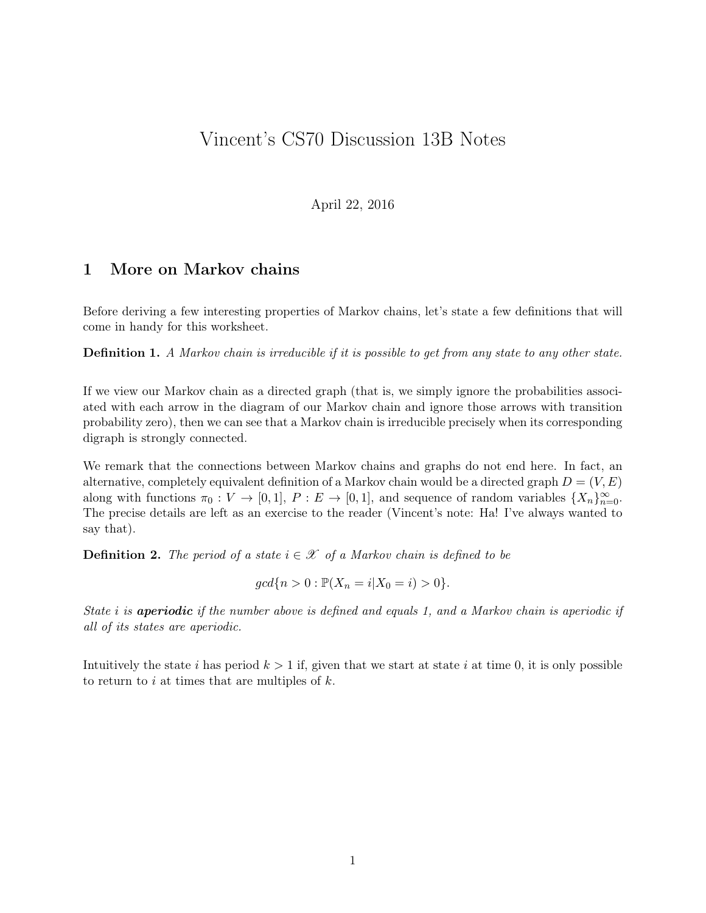# Vincent's CS70 Discussion 13B Notes

April 22, 2016

## 1 More on Markov chains

Before deriving a few interesting properties of Markov chains, let's state a few definitions that will come in handy for this worksheet.

**Definition 1.** *A Markov chain is irreducible if it is possible to get from any state to any other state.*

If we view our Markov chain as a directed graph (that is, we simply ignore the probabilities associated with each arrow in the diagram of our Markov chain and ignore those arrows with transition probability zero), then we can see that a Markov chain is irreducible precisely when its corresponding digraph is strongly connected.

We remark that the connections between Markov chains and graphs do not end here. In fact, an alternative, completely equivalent definition of a Markov chain would be a directed graph $D = (V, E)$ along with functions $\pi_0 : V \to [0, 1]$, $P : E \to [0, 1]$, and sequence of random variables $\{X_n\}_{n=0}^{\infty}$. The precise details are left as an exercise to the reader (Vincent's note: Ha! I've always wanted to say that).

**Definition 2.** *The period of a state $i \in \mathscr{X}$ of a Markov chain is defined to be*

$$gcd\{n > 0 : \mathbb{P}(X_n = i | X_0 = i) > 0\}.$$

*State $i$ is **aperiodic** if the number above is defined and equals 1, and a Markov chain is aperiodic if all of its states are aperiodic.*

Intuitively the state $i$ has period $k > 1$ if, given that we start at state $i$ at time 0, it is only possible to return to $i$ at times that are multiples of $k$.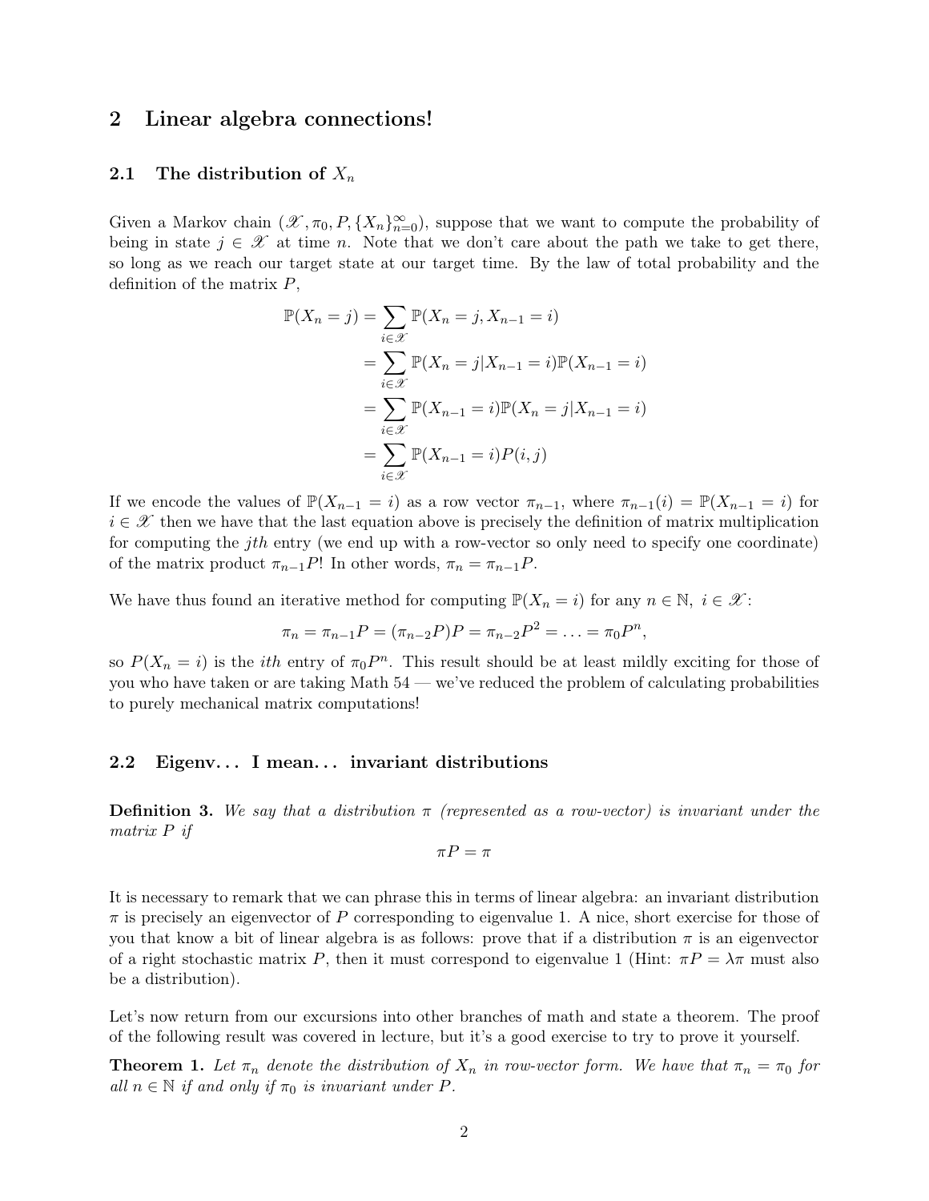## 2 Linear algebra connections!

### 2.1 The distribution of $X_n$

Given a Markov chain $(\mathscr{X}, \pi_0, P, \{X_n\}_{n=0}^{\infty})$, suppose that we want to compute the probability of being in state $j \in \mathscr{X}$ at time $n$. Note that we don't care about the path we take to get there, so long as we reach our target state at our target time. By the law of total probability and the definition of the matrix $P$,

$$
\begin{aligned}
\mathbb{P}(X_n = j) &= \sum_{i \in \mathscr{X}} \mathbb{P}(X_n = j, X_{n-1} = i) \\
&= \sum_{i \in \mathscr{X}} \mathbb{P}(X_n = j | X_{n-1} = i)\mathbb{P}(X_{n-1} = i) \\
&= \sum_{i \in \mathscr{X}} \mathbb{P}(X_{n-1} = i)\mathbb{P}(X_n = j | X_{n-1} = i) \\
&= \sum_{i \in \mathscr{X}} \mathbb{P}(X_{n-1} = i)P(i, j)
\end{aligned}
$$

If we encode the values of $\mathbb{P}(X_{n-1} = i)$ as a row vector $\pi_{n-1}$, where $\pi_{n-1}(i) = \mathbb{P}(X_{n-1} = i)$ for $i \in \mathscr{X}$ then we have that the last equation above is precisely the definition of matrix multiplication for computing the $jth$ entry (we end up with a row-vector so only need to specify one coordinate) of the matrix product $\pi_{n-1}P$! In other words, $\pi_n = \pi_{n-1}P$.

We have thus found an iterative method for computing $\mathbb{P}(X_n = i)$ for any $n \in \mathbb{N},\ i \in \mathscr{X}$:

$$
\pi_n = \pi_{n-1}P = (\pi_{n-2}P)P = \pi_{n-2}P^2 = \ldots = \pi_0 P^n,
$$

so $P(X_n = i)$ is the $ith$ entry of $\pi_0 P^n$. This result should be at least mildly exciting for those of you who have taken or are taking Math 54 — we've reduced the problem of calculating probabilities to purely mechanical matrix computations!

### 2.2 Eigenv... I mean... invariant distributions

**Definition 3.** *We say that a distribution $\pi$ (represented as a row-vector) is invariant under the matrix $P$ if*

$$
\pi P = \pi
$$

It is necessary to remark that we can phrase this in terms of linear algebra: an invariant distribution $\pi$ is precisely an eigenvector of $P$ corresponding to eigenvalue 1. A nice, short exercise for those of you that know a bit of linear algebra is as follows: prove that if a distribution $\pi$ is an eigenvector of a right stochastic matrix $P$, then it must correspond to eigenvalue 1 (Hint: $\pi P = \lambda \pi$ must also be a distribution).

Let's now return from our excursions into other branches of math and state a theorem. The proof of the following result was covered in lecture, but it's a good exercise to try to prove it yourself.

**Theorem 1.** *Let $\pi_n$ denote the distribution of $X_n$ in row-vector form. We have that $\pi_n = \pi_0$ for all $n \in \mathbb{N}$ if and only if $\pi_0$ is invariant under $P$.*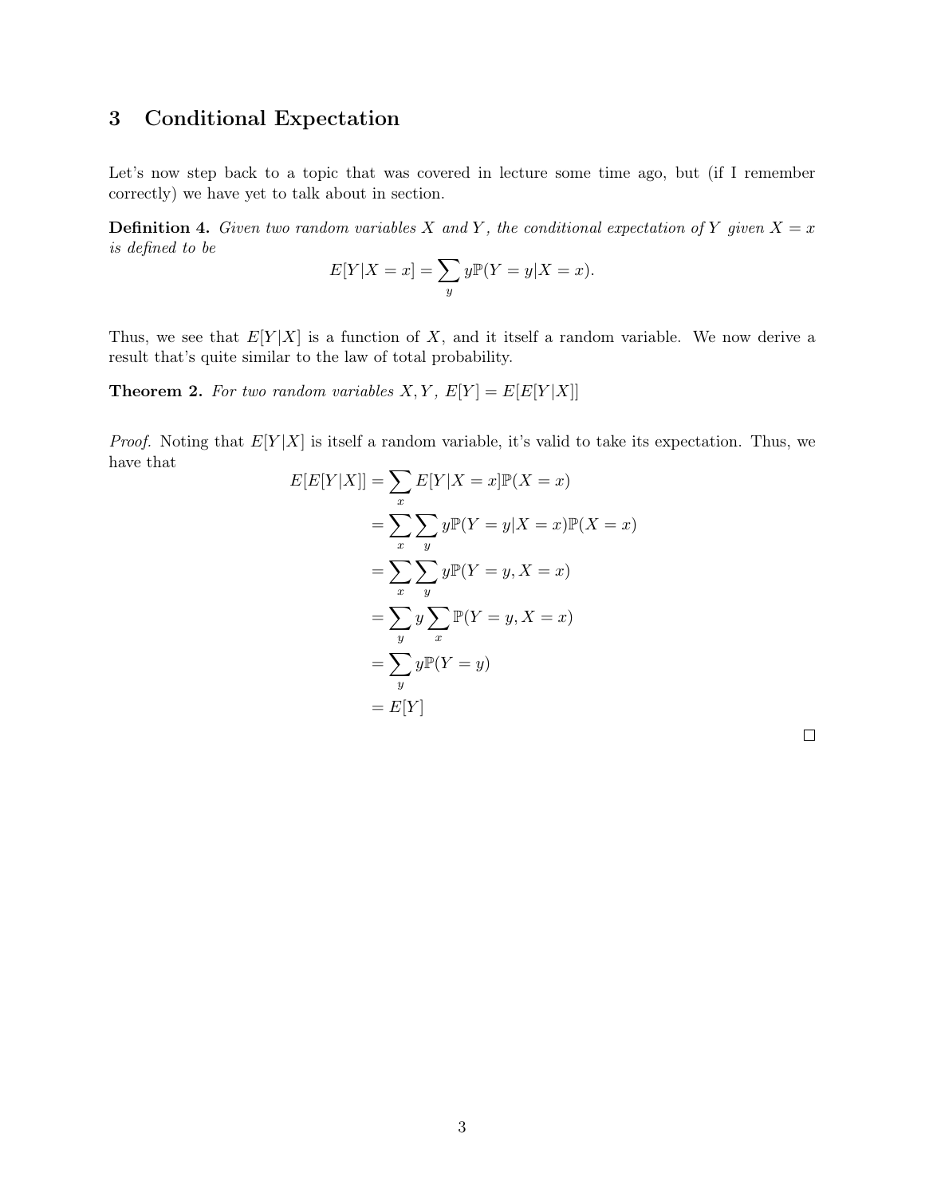## 3 Conditional Expectation

Let's now step back to a topic that was covered in lecture some time ago, but (if I remember correctly) we have yet to talk about in section.

**Definition 4.** *Given two random variables $X$ and $Y$, the conditional expectation of $Y$ given $X = x$ is defined to be*

$$E[Y|X = x] = \sum_y y\mathbb{P}(Y = y|X = x).$$

Thus, we see that $E[Y|X]$ is a function of $X$, and it itself a random variable. We now derive a result that's quite similar to the law of total probability.

**Theorem 2.** *For two random variables $X, Y$, $E[Y] = E[E[Y|X]]$*

*Proof.* Noting that $E[Y|X]$ is itself a random variable, it's valid to take its expectation. Thus, we have that

$$\begin{aligned}
E[E[Y|X]] &= \sum_x E[Y|X = x]\mathbb{P}(X = x) \\
&= \sum_x \sum_y y\mathbb{P}(Y = y|X = x)\mathbb{P}(X = x) \\
&= \sum_x \sum_y y\mathbb{P}(Y = y, X = x) \\
&= \sum_y y \sum_x \mathbb{P}(Y = y, X = x) \\
&= \sum_y y\mathbb{P}(Y = y) \\
&= E[Y]
\end{aligned}$$

□